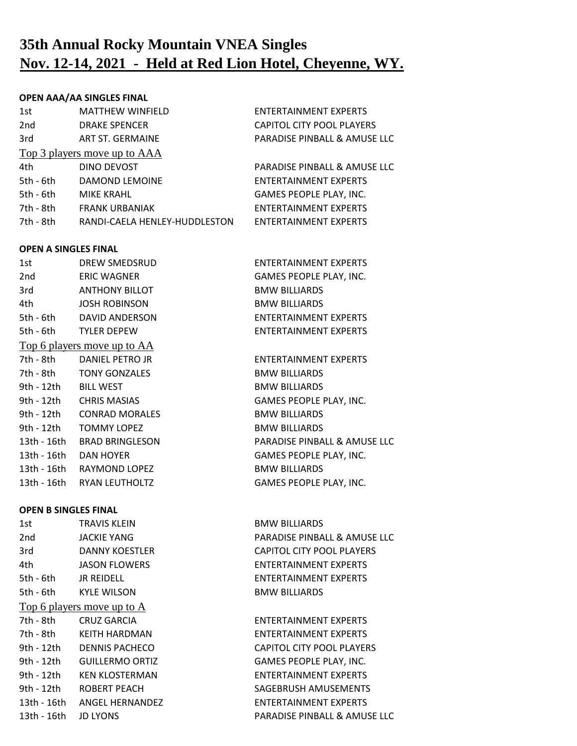# 35th Annual Rocky Mountain VNEA Singles

## Nov. 12-14, 2021 - Held at Red Lion Hotel, Cheyenne, WY.

**OPEN AAA/AA SINGLES FINAL**

| | | |
|---|---|---|
| 1st | MATTHEW WINFIELD | ENTERTAINMENT EXPERTS |
| 2nd | DRAKE SPENCER | CAPITOL CITY POOL PLAYERS |
| 3rd | ART ST. GERMAINE | PARADISE PINBALL & AMUSE LLC |
| Top 3 players move up to AAA | | |
| 4th | DINO DEVOST | PARADISE PINBALL & AMUSE LLC |
| 5th - 6th | DAMOND LEMOINE | ENTERTAINMENT EXPERTS |
| 5th - 6th | MIKE KRAHL | GAMES PEOPLE PLAY, INC. |
| 7th - 8th | FRANK URBANIAK | ENTERTAINMENT EXPERTS |
| 7th - 8th | RANDI-CAELA HENLEY-HUDDLESTON | ENTERTAINMENT EXPERTS |

**OPEN A SINGLES FINAL**

| | | |
|---|---|---|
| 1st | DREW SMEDSRUD | ENTERTAINMENT EXPERTS |
| 2nd | ERIC WAGNER | GAMES PEOPLE PLAY, INC. |
| 3rd | ANTHONY BILLOT | BMW BILLIARDS |
| 4th | JOSH ROBINSON | BMW BILLIARDS |
| 5th - 6th | DAVID ANDERSON | ENTERTAINMENT EXPERTS |
| 5th - 6th | TYLER DEPEW | ENTERTAINMENT EXPERTS |
| Top 6 players move up to AA | | |
| 7th - 8th | DANIEL PETRO JR | ENTERTAINMENT EXPERTS |
| 7th - 8th | TONY GONZALES | BMW BILLIARDS |
| 9th - 12th | BILL WEST | BMW BILLIARDS |
| 9th - 12th | CHRIS MASIAS | GAMES PEOPLE PLAY, INC. |
| 9th - 12th | CONRAD MORALES | BMW BILLIARDS |
| 9th - 12th | TOMMY LOPEZ | BMW BILLIARDS |
| 13th - 16th | BRAD BRINGLESON | PARADISE PINBALL & AMUSE LLC |
| 13th - 16th | DAN HOYER | GAMES PEOPLE PLAY, INC. |
| 13th - 16th | RAYMOND LOPEZ | BMW BILLIARDS |
| 13th - 16th | RYAN LEUTHOLTZ | GAMES PEOPLE PLAY, INC. |

**OPEN B SINGLES FINAL**

| | | |
|---|---|---|
| 1st | TRAVIS KLEIN | BMW BILLIARDS |
| 2nd | JACKIE YANG | PARADISE PINBALL & AMUSE LLC |
| 3rd | DANNY KOESTLER | CAPITOL CITY POOL PLAYERS |
| 4th | JASON FLOWERS | ENTERTAINMENT EXPERTS |
| 5th - 6th | JR REIDELL | ENTERTAINMENT EXPERTS |
| 5th - 6th | KYLE WILSON | BMW BILLIARDS |
| Top 6 players move up to A | | |
| 7th - 8th | CRUZ GARCIA | ENTERTAINMENT EXPERTS |
| 7th - 8th | KEITH HARDMAN | ENTERTAINMENT EXPERTS |
| 9th - 12th | DENNIS PACHECO | CAPITOL CITY POOL PLAYERS |
| 9th - 12th | GUILLERMO ORTIZ | GAMES PEOPLE PLAY, INC. |
| 9th - 12th | KEN KLOSTERMAN | ENTERTAINMENT EXPERTS |
| 9th - 12th | ROBERT PEACH | SAGEBRUSH AMUSEMENTS |
| 13th - 16th | ANGEL HERNANDEZ | ENTERTAINMENT EXPERTS |
| 13th - 16th | JD LYONS | PARADISE PINBALL & AMUSE LLC |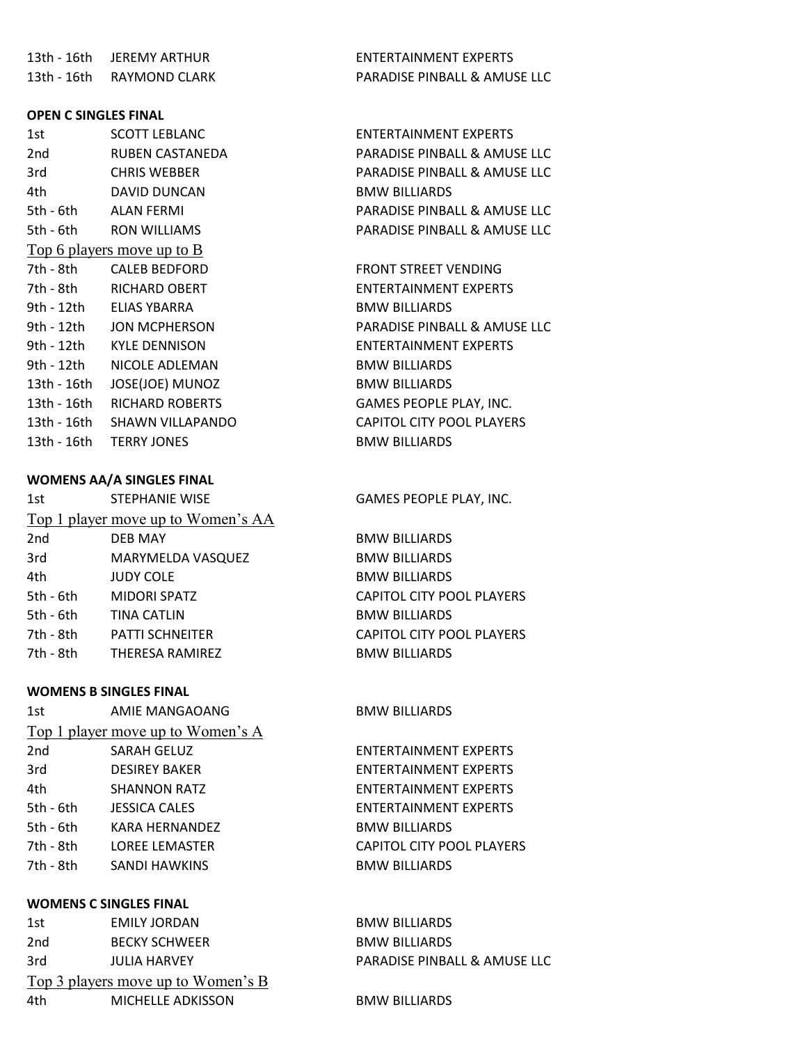| | | |
|---|---|---|
| 13th - 16th | JEREMY ARTHUR | ENTERTAINMENT EXPERTS |
| 13th - 16th | RAYMOND CLARK | PARADISE PINBALL & AMUSE LLC |

**OPEN C SINGLES FINAL**

| | | |
|---|---|---|
| 1st | SCOTT LEBLANC | ENTERTAINMENT EXPERTS |
| 2nd | RUBEN CASTANEDA | PARADISE PINBALL & AMUSE LLC |
| 3rd | CHRIS WEBBER | PARADISE PINBALL & AMUSE LLC |
| 4th | DAVID DUNCAN | BMW BILLIARDS |
| 5th - 6th | ALAN FERMI | PARADISE PINBALL & AMUSE LLC |
| 5th - 6th | RON WILLIAMS | PARADISE PINBALL & AMUSE LLC |
| Top 6 players move up to B | | |
| 7th - 8th | CALEB BEDFORD | FRONT STREET VENDING |
| 7th - 8th | RICHARD OBERT | ENTERTAINMENT EXPERTS |
| 9th - 12th | ELIAS YBARRA | BMW BILLIARDS |
| 9th - 12th | JON MCPHERSON | PARADISE PINBALL & AMUSE LLC |
| 9th - 12th | KYLE DENNISON | ENTERTAINMENT EXPERTS |
| 9th - 12th | NICOLE ADLEMAN | BMW BILLIARDS |
| 13th - 16th | JOSE(JOE) MUNOZ | BMW BILLIARDS |
| 13th - 16th | RICHARD ROBERTS | GAMES PEOPLE PLAY, INC. |
| 13th - 16th | SHAWN VILLAPANDO | CAPITOL CITY POOL PLAYERS |
| 13th - 16th | TERRY JONES | BMW BILLIARDS |

**WOMENS AA/A SINGLES FINAL**

| | | |
|---|---|---|
| 1st | STEPHANIE WISE | GAMES PEOPLE PLAY, INC. |
| Top 1 player move up to Women's AA | | |
| 2nd | DEB MAY | BMW BILLIARDS |
| 3rd | MARYMELDA VASQUEZ | BMW BILLIARDS |
| 4th | JUDY COLE | BMW BILLIARDS |
| 5th - 6th | MIDORI SPATZ | CAPITOL CITY POOL PLAYERS |
| 5th - 6th | TINA CATLIN | BMW BILLIARDS |
| 7th - 8th | PATTI SCHNEITER | CAPITOL CITY POOL PLAYERS |
| 7th - 8th | THERESA RAMIREZ | BMW BILLIARDS |

**WOMENS B SINGLES FINAL**

| | | |
|---|---|---|
| 1st | AMIE MANGAOANG | BMW BILLIARDS |
| Top 1 player move up to Women's A | | |
| 2nd | SARAH GELUZ | ENTERTAINMENT EXPERTS |
| 3rd | DESIREY BAKER | ENTERTAINMENT EXPERTS |
| 4th | SHANNON RATZ | ENTERTAINMENT EXPERTS |
| 5th - 6th | JESSICA CALES | ENTERTAINMENT EXPERTS |
| 5th - 6th | KARA HERNANDEZ | BMW BILLIARDS |
| 7th - 8th | LOREE LEMASTER | CAPITOL CITY POOL PLAYERS |
| 7th - 8th | SANDI HAWKINS | BMW BILLIARDS |

**WOMENS C SINGLES FINAL**

| | | |
|---|---|---|
| 1st | EMILY JORDAN | BMW BILLIARDS |
| 2nd | BECKY SCHWEER | BMW BILLIARDS |
| 3rd | JULIA HARVEY | PARADISE PINBALL & AMUSE LLC |
| Top 3 players move up to Women's B | | |
| 4th | MICHELLE ADKISSON | BMW BILLIARDS |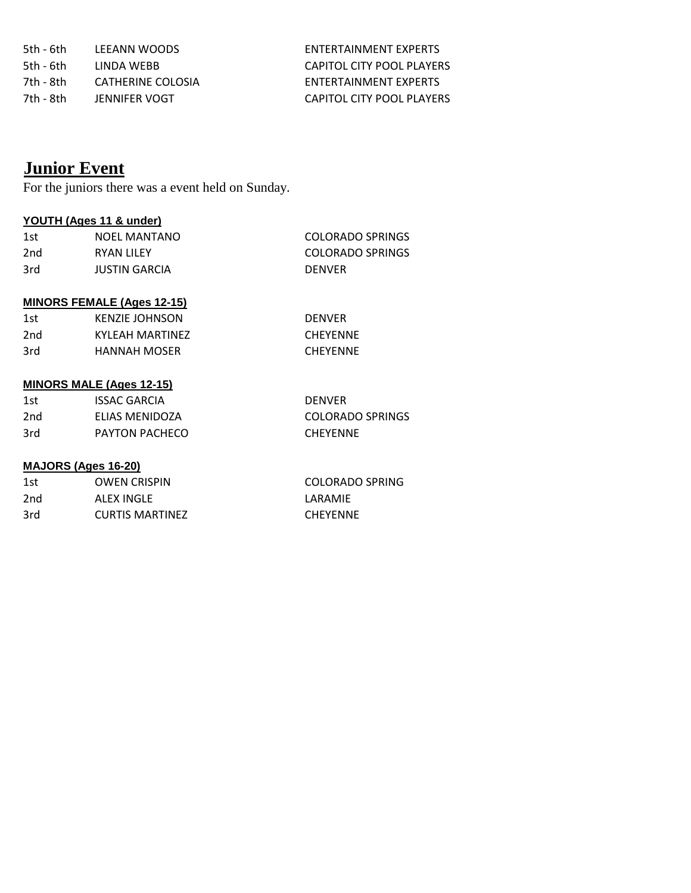| | | |
|---|---|---|
| 5th - 6th | LEEANN WOODS | ENTERTAINMENT EXPERTS |
| 5th - 6th | LINDA WEBB | CAPITOL CITY POOL PLAYERS |
| 7th - 8th | CATHERINE COLOSIA | ENTERTAINMENT EXPERTS |
| 7th - 8th | JENNIFER VOGT | CAPITOL CITY POOL PLAYERS |

## Junior Event

For the juniors there was a event held on Sunday.

**YOUTH (Ages 11 & under)**

| | | |
|---|---|---|
| 1st | NOEL MANTANO | COLORADO SPRINGS |
| 2nd | RYAN LILEY | COLORADO SPRINGS |
| 3rd | JUSTIN GARCIA | DENVER |

**MINORS FEMALE (Ages 12-15)**

| | | |
|---|---|---|
| 1st | KENZIE JOHNSON | DENVER |
| 2nd | KYLEAH MARTINEZ | CHEYENNE |
| 3rd | HANNAH MOSER | CHEYENNE |

**MINORS MALE (Ages 12-15)**

| | | |
|---|---|---|
| 1st | ISSAC GARCIA | DENVER |
| 2nd | ELIAS MENIDOZA | COLORADO SPRINGS |
| 3rd | PAYTON PACHECO | CHEYENNE |

**MAJORS (Ages 16-20)**

| | | |
|---|---|---|
| 1st | OWEN CRISPIN | COLORADO SPRING |
| 2nd | ALEX INGLE | LARAMIE |
| 3rd | CURTIS MARTINEZ | CHEYENNE |